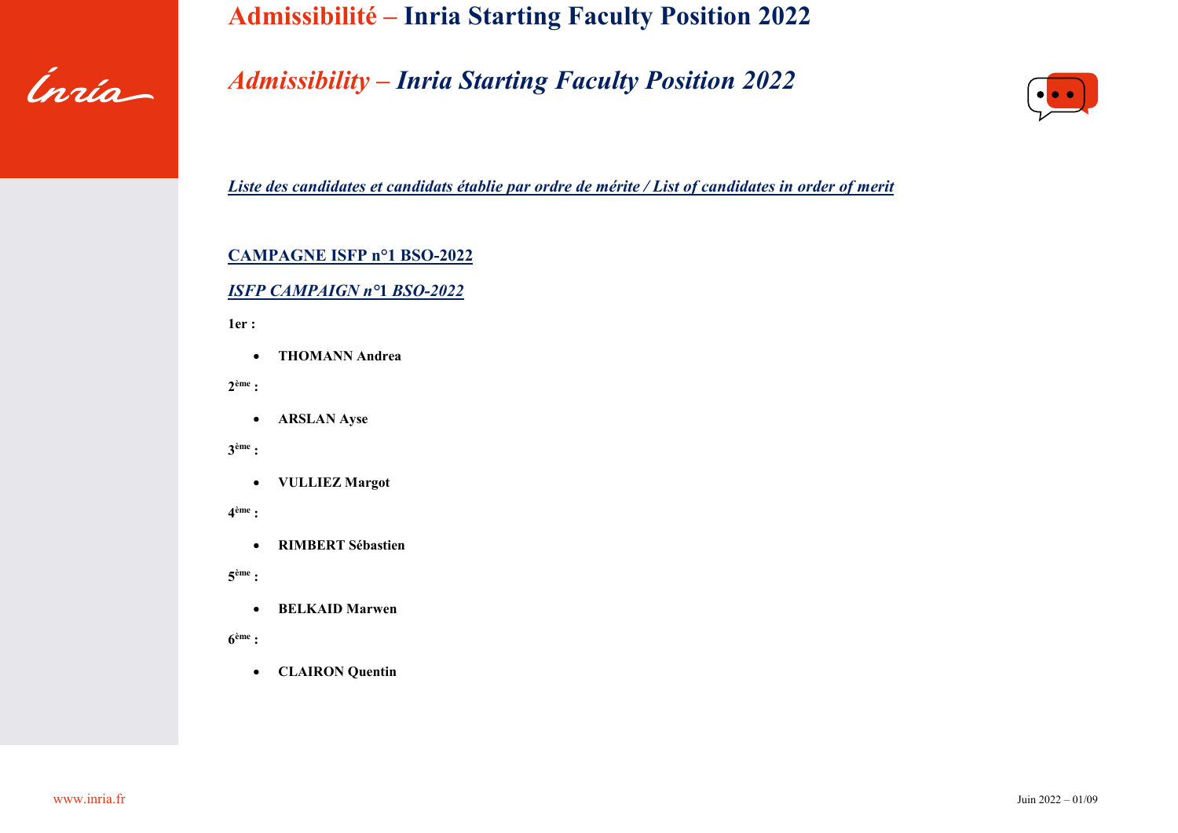# Admissibilité – Inria Starting Faculty Position 2022

# *Admissibility – Inria Starting Faculty Position 2022*

***Liste des candidates et candidats établie par ordre de mérite / List of candidates in order of merit***

## CAMPAGNE ISFP n°1 BSO-2022

## *ISFP CAMPAIGN n°1 BSO-2022*

**1er :**

- **THOMANN Andrea**

**2ème :**

- **ARSLAN Ayse**

**3ème :**

- **VULLIEZ Margot**

**4ème :**

- **RIMBERT Sébastien**

**5ème :**

- **BELKAID Marwen**

**6ème :**

- **CLAIRON Quentin**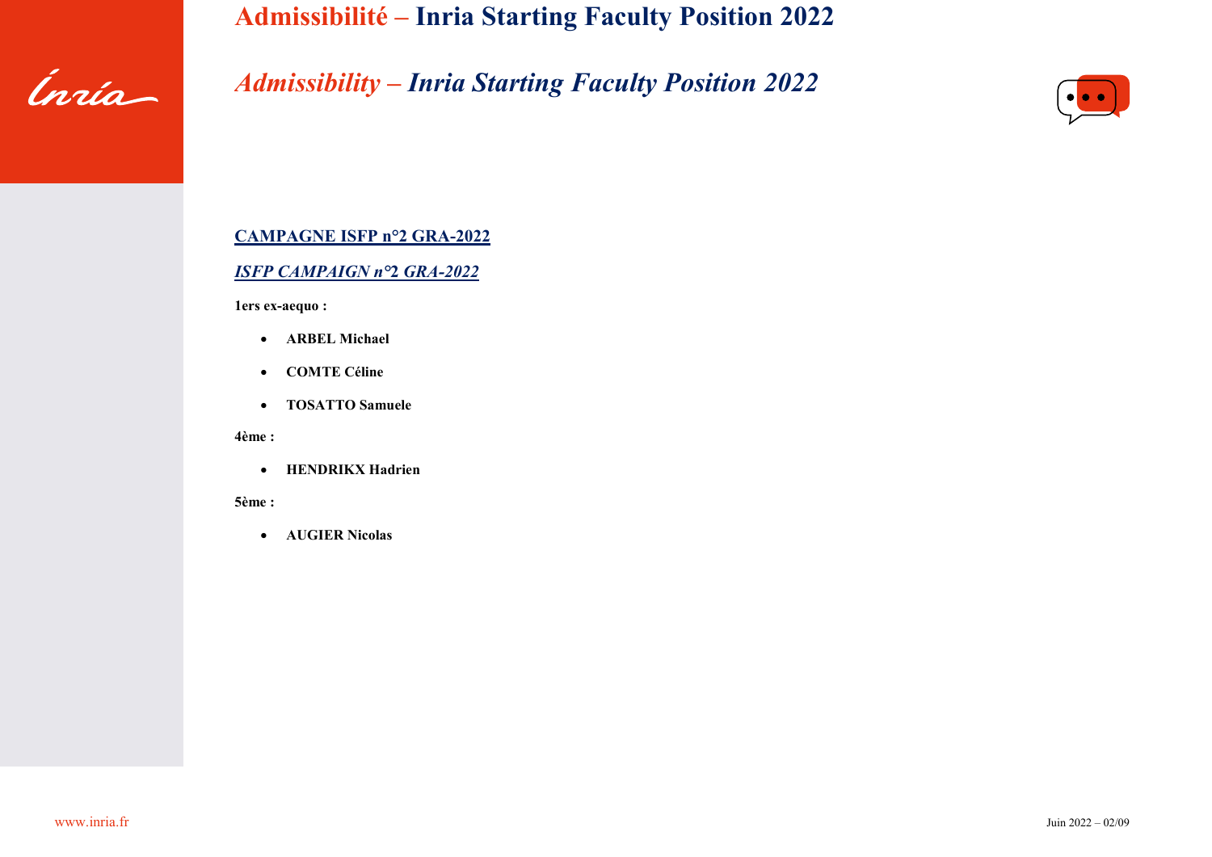# Admissibilité – Inria Starting Faculty Position 2022

## *Admissibility – Inria Starting Faculty Position 2022*

**CAMPAGNE ISFP n°2 GRA-2022**

***ISFP CAMPAIGN n°2 GRA-2022***

**1ers ex-aequo :**

- **ARBEL Michael**
- **COMTE Céline**
- **TOSATTO Samuele**

**4ème :**

- **HENDRIKX Hadrien**

**5ème :**

- **AUGIER Nicolas**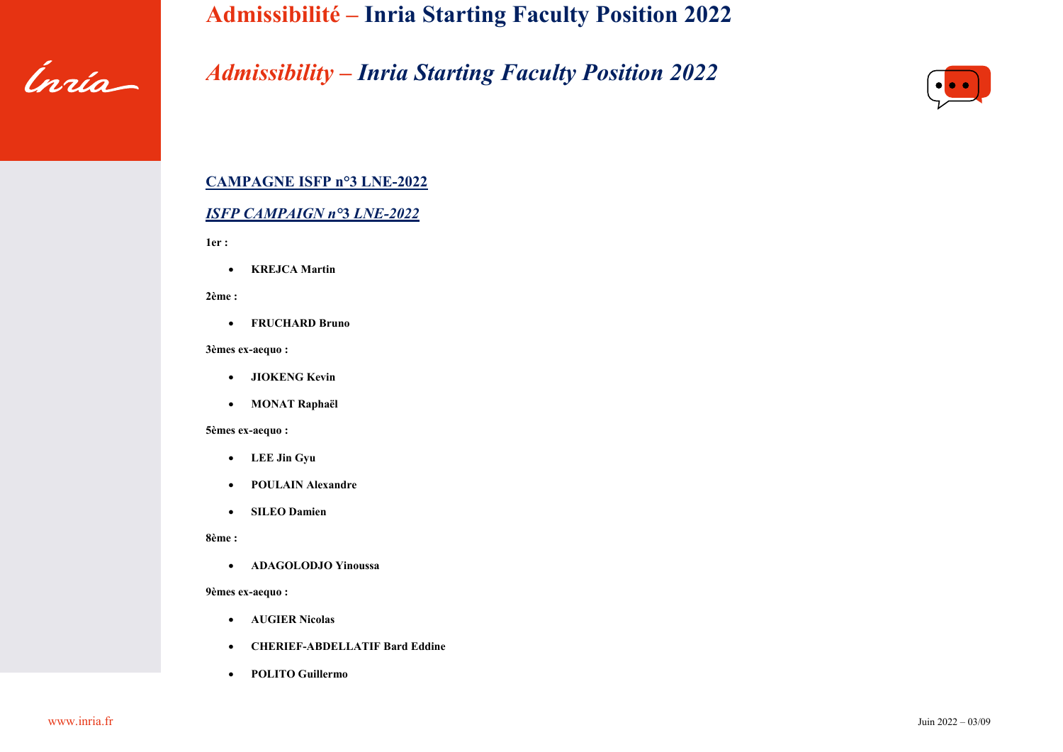# Admissibilité – Inria Starting Faculty Position 2022

# *Admissibility – Inria Starting Faculty Position 2022*

## CAMPAGNE ISFP n°3 LNE-2022

## *ISFP CAMPAIGN n°3 LNE-2022*

**1er :**

- **KREJCA Martin**

**2ème :**

- **FRUCHARD Bruno**

**3èmes ex-aequo :**

- **JIOKENG Kevin**
- **MONAT Raphaël**

**5èmes ex-aequo :**

- **LEE Jin Gyu**
- **POULAIN Alexandre**
- **SILEO Damien**

**8ème :**

- **ADAGOLODJO Yinoussa**

**9èmes ex-aequo :**

- **AUGIER Nicolas**
- **CHERIEF-ABDELLATIF Bard Eddine**
- **POLITO Guillermo**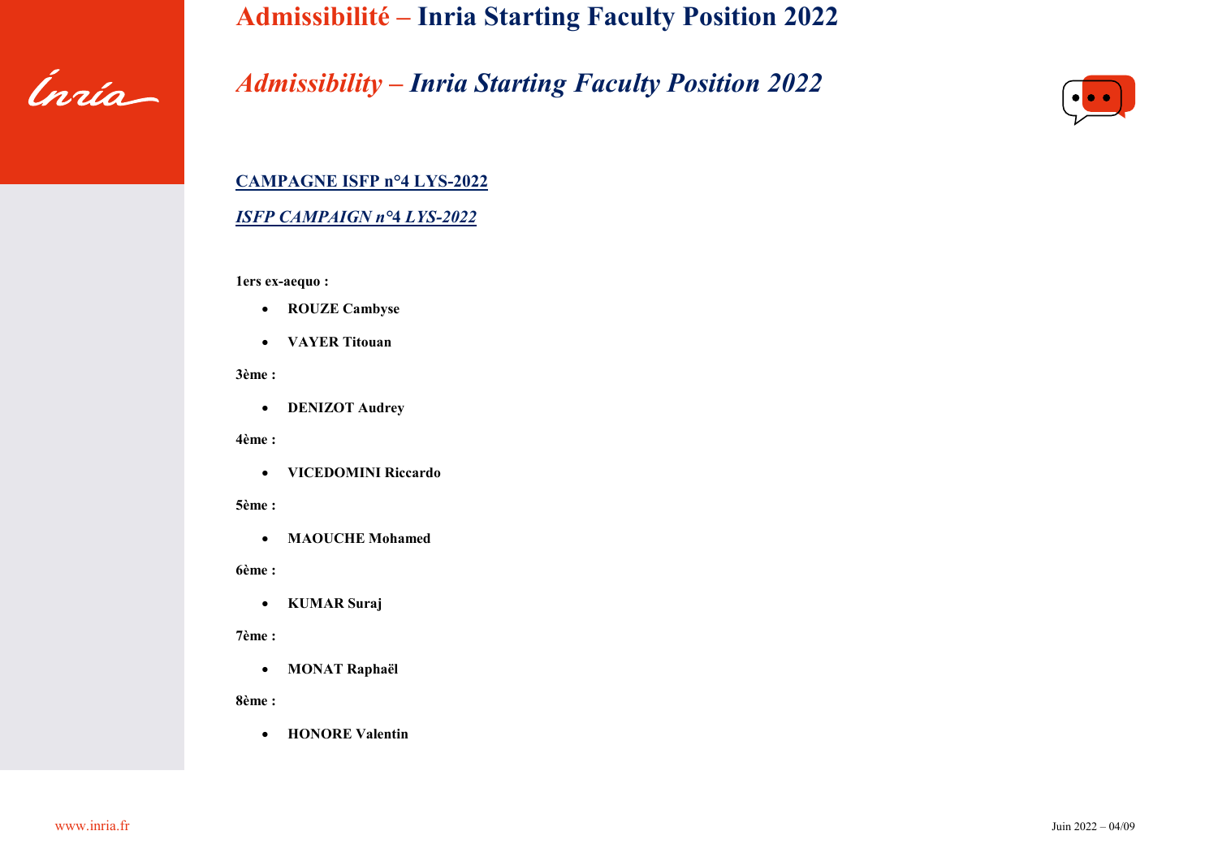# Admissibilité – Inria Starting Faculty Position 2022

# *Admissibility – Inria Starting Faculty Position 2022*

## CAMPAGNE ISFP n°4 LYS-2022

## *ISFP CAMPAIGN n°4 LYS-2022*

**1ers ex-aequo :**

- **ROUZE Cambyse**
- **VAYER Titouan**

**3ème :**

- **DENIZOT Audrey**

**4ème :**

- **VICEDOMINI Riccardo**

**5ème :**

- **MAOUCHE Mohamed**

**6ème :**

- **KUMAR Suraj**

**7ème :**

- **MONAT Raphaël**

**8ème :**

- **HONORE Valentin**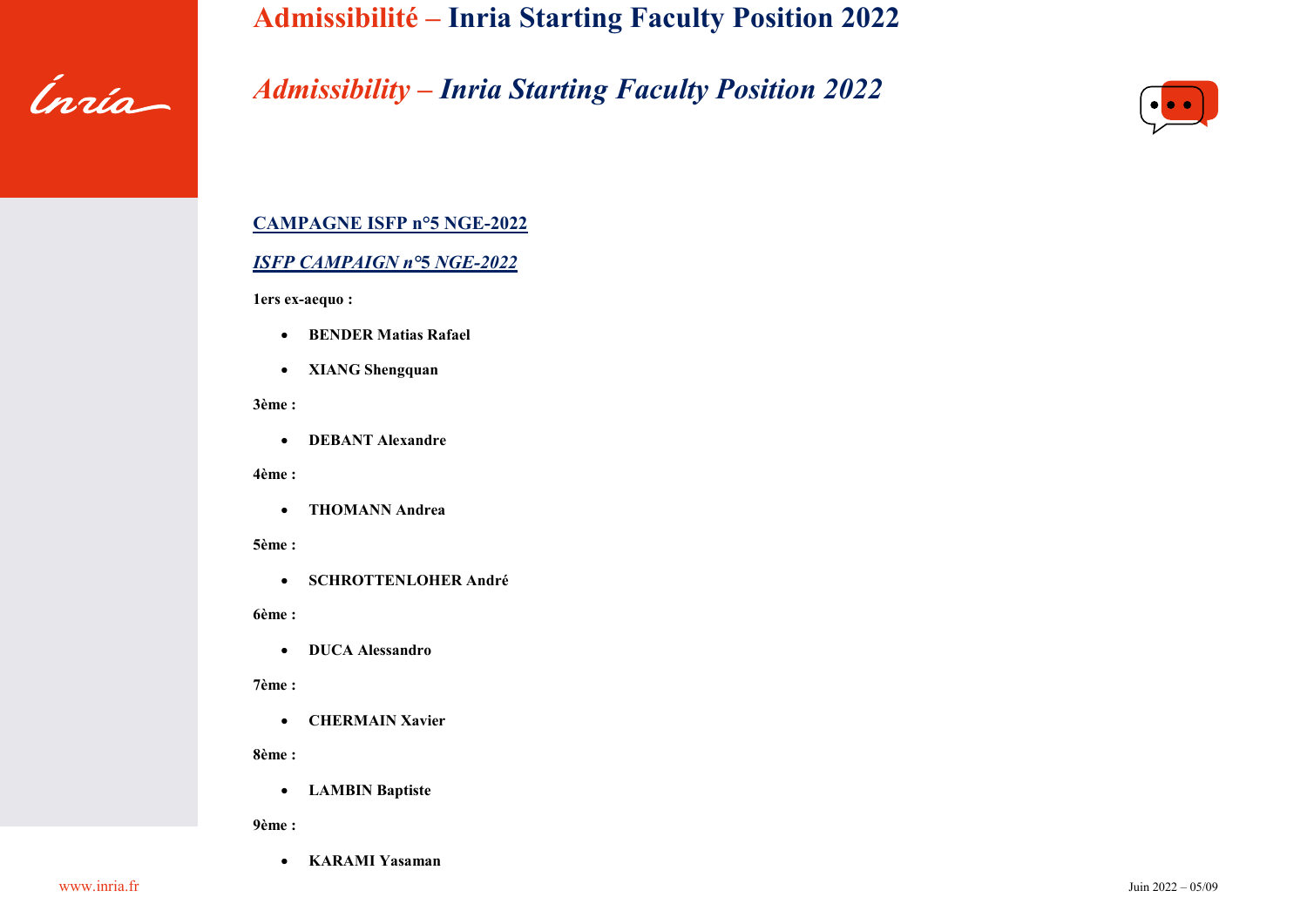# Admissibilité – Inria Starting Faculty Position 2022

# *Admissibility – Inria Starting Faculty Position 2022*

## CAMPAGNE ISFP n°5 NGE-2022

## *ISFP CAMPAIGN n°5 NGE-2022*

**1ers ex-aequo :**

- **BENDER Matias Rafael**
- **XIANG Shengquan**

**3ème :**

- **DEBANT Alexandre**

**4ème :**

- **THOMANN Andrea**

**5ème :**

- **SCHROTTENLOHER André**

**6ème :**

- **DUCA Alessandro**

**7ème :**

- **CHERMAIN Xavier**

**8ème :**

- **LAMBIN Baptiste**

**9ème :**

- **KARAMI Yasaman**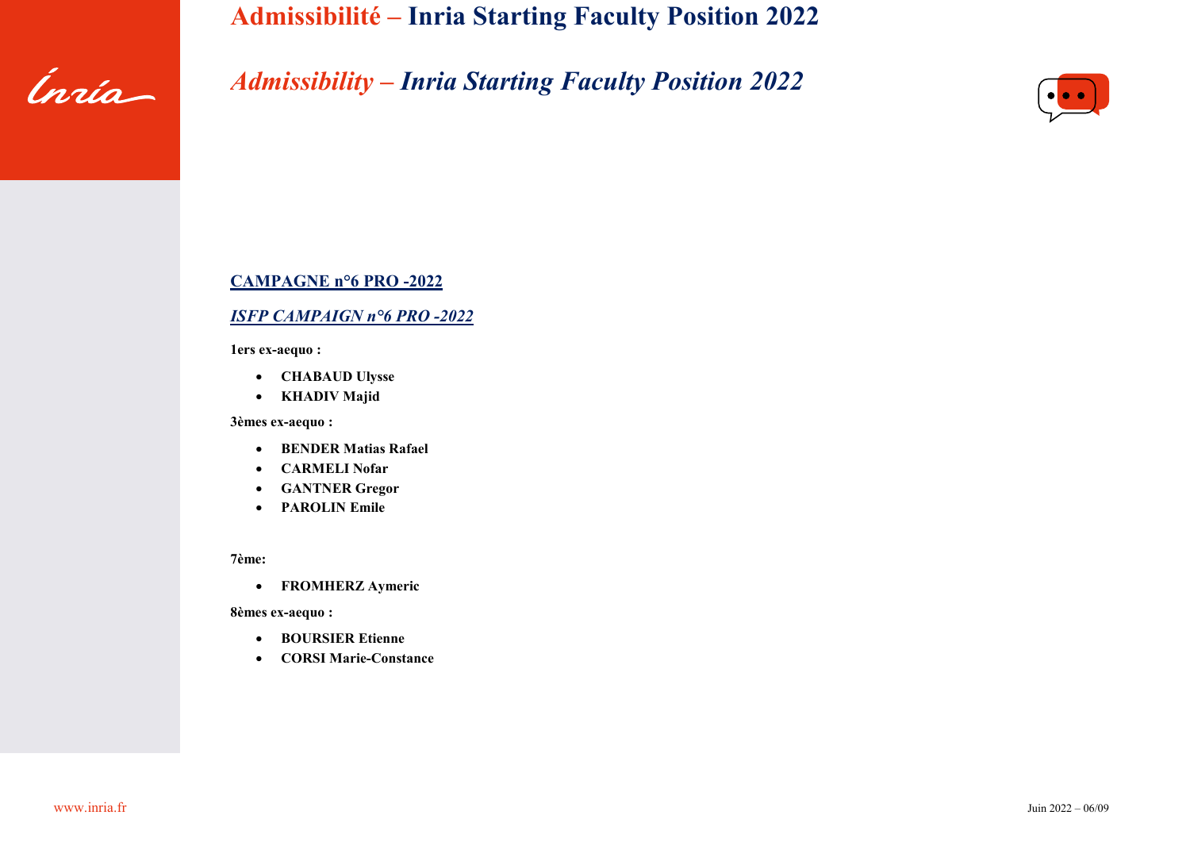# Admissibilité – Inria Starting Faculty Position 2022

## *Admissibility – Inria Starting Faculty Position 2022*

**CAMPAGNE n°6 PRO -2022**

***ISFP CAMPAIGN n°6 PRO -2022***

**1ers ex-aequo :**

- **CHABAUD Ulysse**
- **KHADIV Majid**

**3èmes ex-aequo :**

- **BENDER Matias Rafael**
- **CARMELI Nofar**
- **GANTNER Gregor**
- **PAROLIN Emile**

**7ème:**

- **FROMHERZ Aymeric**

**8èmes ex-aequo :**

- **BOURSIER Etienne**
- **CORSI Marie-Constance**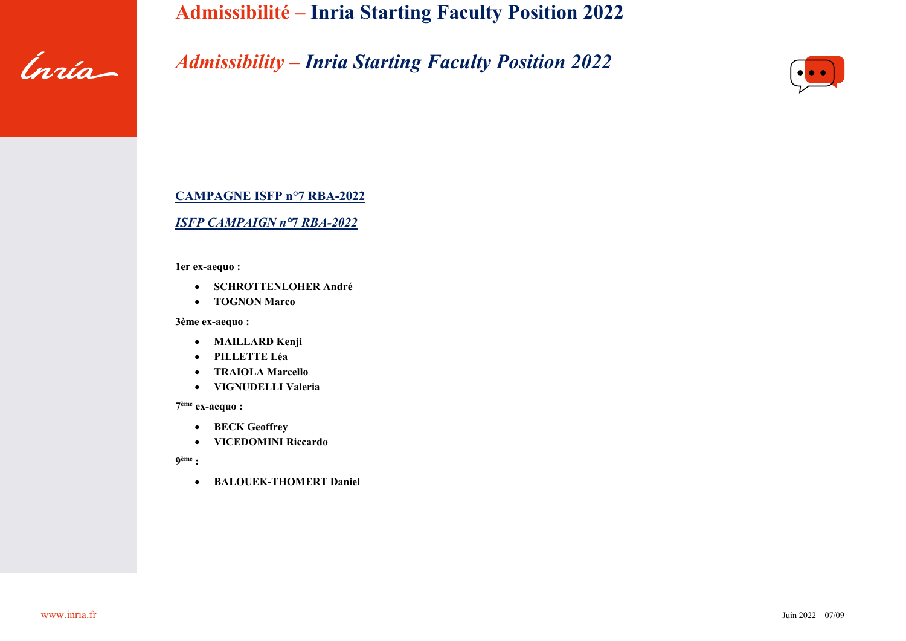# Admissibilité – Inria Starting Faculty Position 2022

## *Admissibility – Inria Starting Faculty Position 2022*

**CAMPAGNE ISFP n°7 RBA-2022**

***ISFP CAMPAIGN n°7 RBA-2022***

**1er ex-aequo :**

- **SCHROTTENLOHER André**
- **TOGNON Marco**

**3ème ex-aequo :**

- **MAILLARD Kenji**
- **PILLETTE Léa**
- **TRAIOLA Marcello**
- **VIGNUDELLI Valeria**

**7ème ex-aequo :**

- **BECK Geoffrey**
- **VICEDOMINI Riccardo**

**9ème :**

- **BALOUEK-THOMERT Daniel**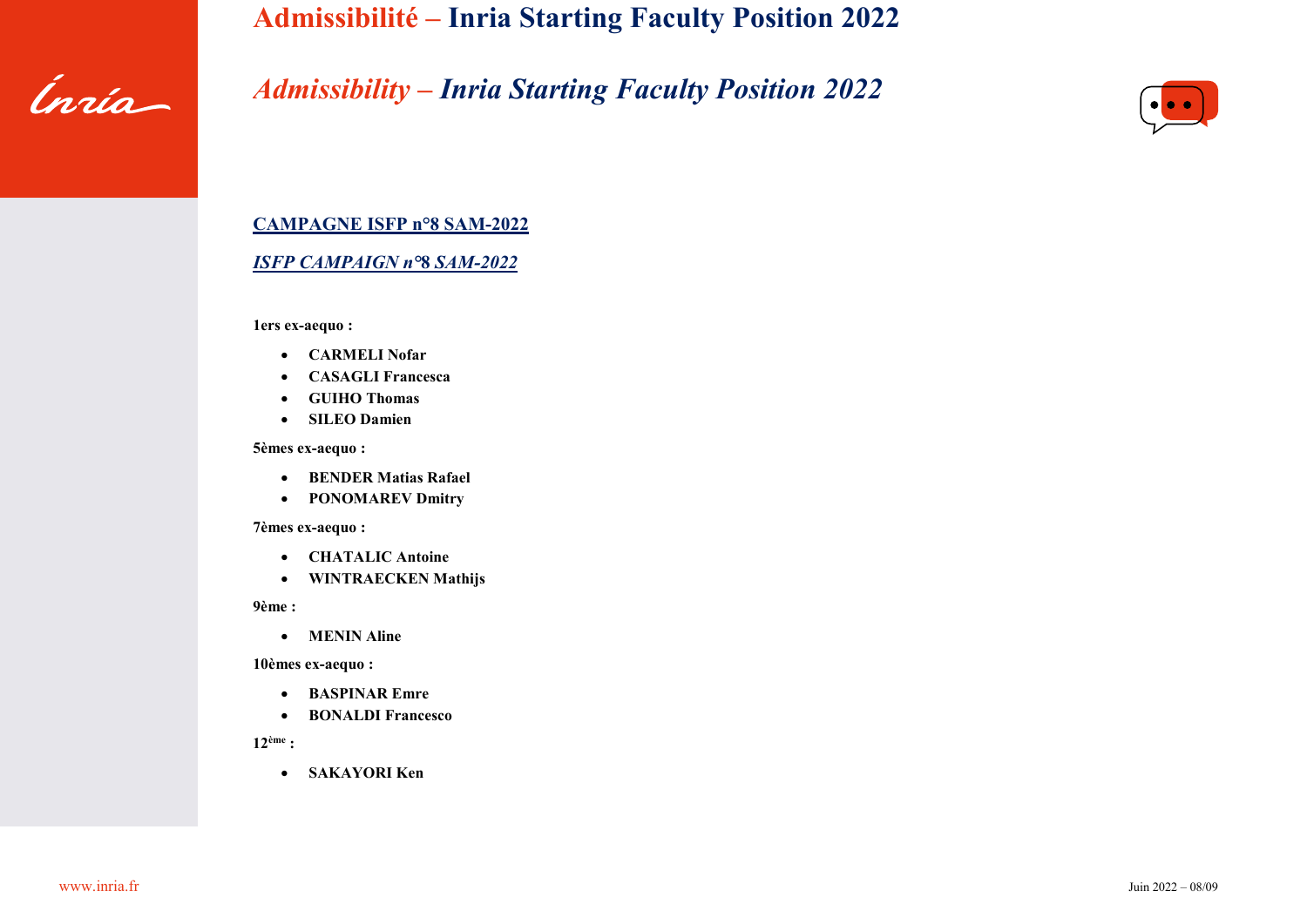# Admissibilité – Inria Starting Faculty Position 2022

## *Admissibility – Inria Starting Faculty Position 2022*

**CAMPAGNE ISFP n°8 SAM-2022**

***ISFP CAMPAIGN n°8 SAM-2022***

**1ers ex-aequo :**

- **CARMELI Nofar**
- **CASAGLI Francesca**
- **GUIHO Thomas**
- **SILEO Damien**

**5èmes ex-aequo :**

- **BENDER Matias Rafael**
- **PONOMAREV Dmitry**

**7èmes ex-aequo :**

- **CHATALIC Antoine**
- **WINTRAECKEN Mathijs**

**9ème :**

- **MENIN Aline**

**10èmes ex-aequo :**

- **BASPINAR Emre**
- **BONALDI Francesco**

**12ème :**

- **SAKAYORI Ken**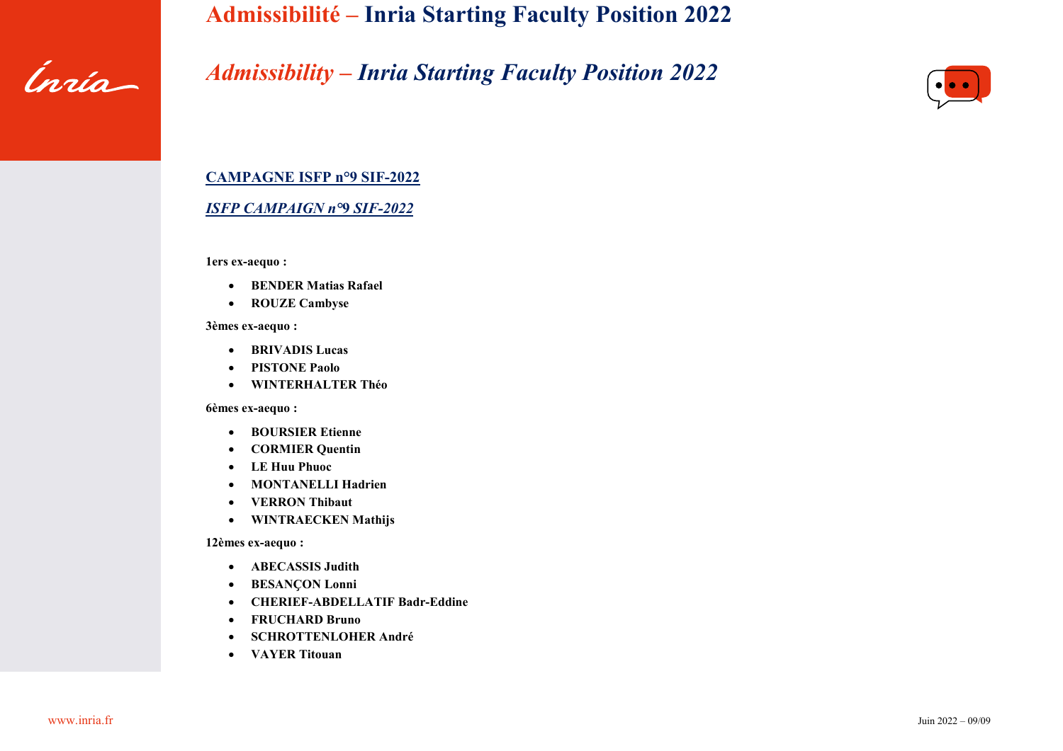# Admissibilité – Inria Starting Faculty Position 2022

## *Admissibility – Inria Starting Faculty Position 2022*

### CAMPAGNE ISFP n°9 SIF-2022

### *ISFP CAMPAIGN n°9 SIF-2022*

**1ers ex-aequo :**

- **BENDER Matias Rafael**
- **ROUZE Cambyse**

**3èmes ex-aequo :**

- **BRIVADIS Lucas**
- **PISTONE Paolo**
- **WINTERHALTER Théo**

**6èmes ex-aequo :**

- **BOURSIER Etienne**
- **CORMIER Quentin**
- **LE Huu Phuoc**
- **MONTANELLI Hadrien**
- **VERRON Thibaut**
- **WINTRAECKEN Mathijs**

**12èmes ex-aequo :**

- **ABECASSIS Judith**
- **BESANÇON Lonni**
- **CHERIEF-ABDELLATIF Badr-Eddine**
- **FRUCHARD Bruno**
- **SCHROTTENLOHER André**
- **VAYER Titouan**